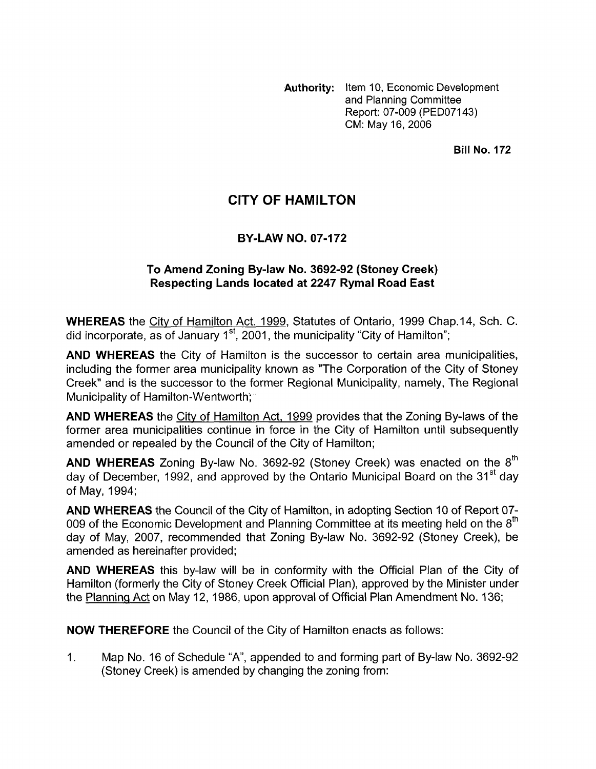**Authority:** Item 10, Economic Development and Planning Committee
Report: 07-009 (PED07143)
CM: May 16, 2006

**Bill No. 172**

# CITY OF HAMILTON

## BY-LAW NO. 07-172

### To Amend Zoning By-law No. 3692-92 (Stoney Creek) Respecting Lands located at 2247 Rymal Road East

**WHEREAS** the City of Hamilton Act. 1999, Statutes of Ontario, 1999 Chap.14, Sch. C. did incorporate, as of January 1st, 2001, the municipality "City of Hamilton";

**AND WHEREAS** the City of Hamilton is the successor to certain area municipalities, including the former area municipality known as "The Corporation of the City of Stoney Creek" and is the successor to the former Regional Municipality, namely, The Regional Municipality of Hamilton-Wentworth;

**AND WHEREAS** the City of Hamilton Act, 1999 provides that the Zoning By-laws of the former area municipalities continue in force in the City of Hamilton until subsequently amended or repealed by the Council of the City of Hamilton;

**AND WHEREAS** Zoning By-law No. 3692-92 (Stoney Creek) was enacted on the 8th day of December, 1992, and approved by the Ontario Municipal Board on the 31st day of May, 1994;

**AND WHEREAS** the Council of the City of Hamilton, in adopting Section 10 of Report 07-009 of the Economic Development and Planning Committee at its meeting held on the 8th day of May, 2007, recommended that Zoning By-law No. 3692-92 (Stoney Creek), be amended as hereinafter provided;

**AND WHEREAS** this by-law will be in conformity with the Official Plan of the City of Hamilton (formerly the City of Stoney Creek Official Plan), approved by the Minister under the Planning Act on May 12, 1986, upon approval of Official Plan Amendment No. 136;

**NOW THEREFORE** the Council of the City of Hamilton enacts as follows:

1. Map No. 16 of Schedule "A", appended to and forming part of By-law No. 3692-92 (Stoney Creek) is amended by changing the zoning from: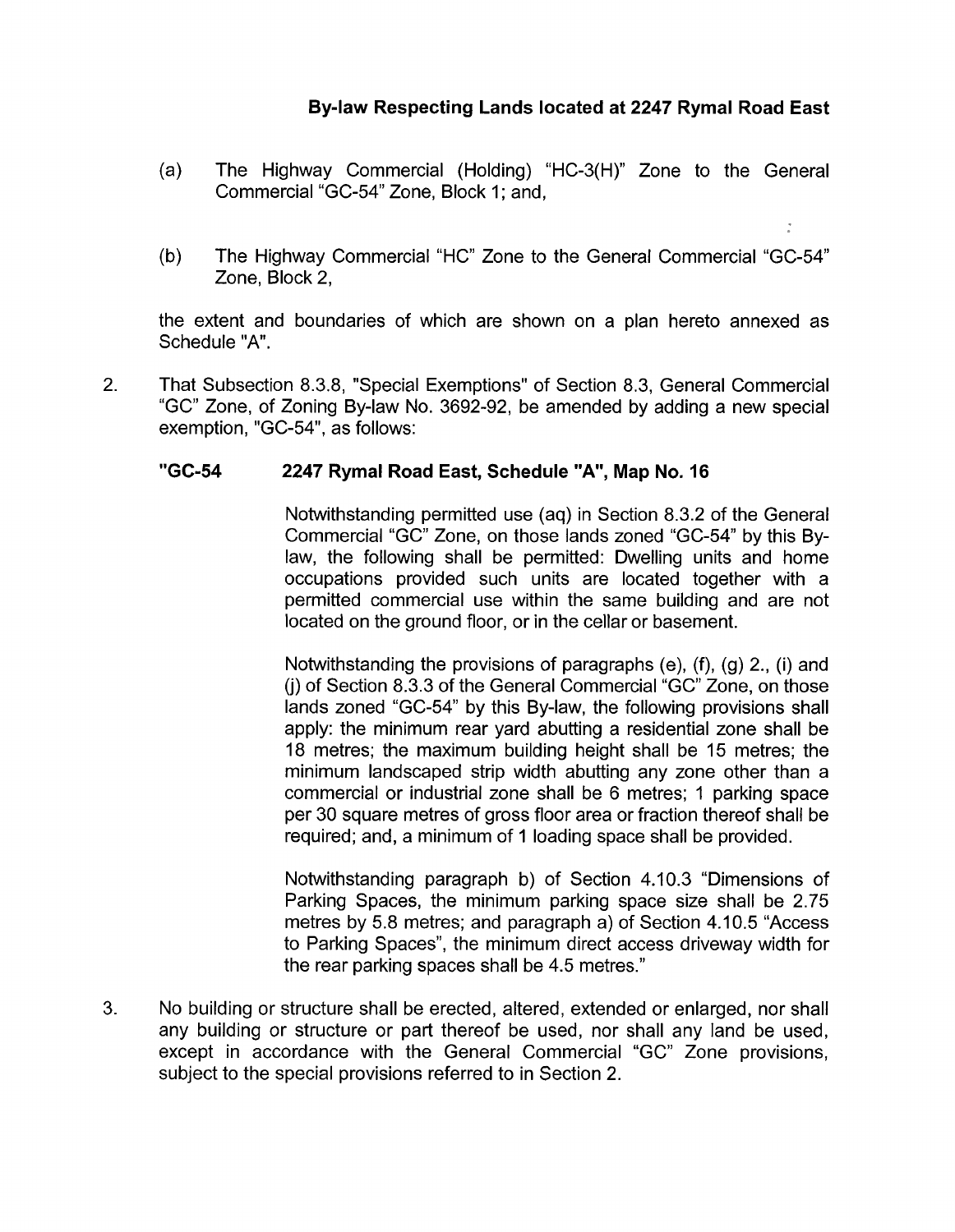**By-law Respecting Lands located at 2247 Rymal Road East**

(a) The Highway Commercial (Holding) "HC-3(H)" Zone to the General Commercial "GC-54" Zone, Block 1; and,

(b) The Highway Commercial "HC" Zone to the General Commercial "GC-54" Zone, Block 2,

the extent and boundaries of which are shown on a plan hereto annexed as Schedule "A".

2. That Subsection 8.3.8, "Special Exemptions" of Section 8.3, General Commercial "GC" Zone, of Zoning By-law No. 3692-92, be amended by adding a new special exemption, "GC-54", as follows:

**"GC-54 2247 Rymal Road East, Schedule "A", Map No. 16**

Notwithstanding permitted use (aq) in Section 8.3.2 of the General Commercial "GC" Zone, on those lands zoned "GC-54" by this By-law, the following shall be permitted: Dwelling units and home occupations provided such units are located together with a permitted commercial use within the same building and are not located on the ground floor, or in the cellar or basement.

Notwithstanding the provisions of paragraphs (e), (f), (g) 2., (i) and (j) of Section 8.3.3 of the General Commercial "GC" Zone, on those lands zoned "GC-54" by this By-law, the following provisions shall apply: the minimum rear yard abutting a residential zone shall be 18 metres; the maximum building height shall be 15 metres; the minimum landscaped strip width abutting any zone other than a commercial or industrial zone shall be 6 metres; 1 parking space per 30 square metres of gross floor area or fraction thereof shall be required; and, a minimum of 1 loading space shall be provided.

Notwithstanding paragraph b) of Section 4.10.3 "Dimensions of Parking Spaces, the minimum parking space size shall be 2.75 metres by 5.8 metres; and paragraph a) of Section 4.10.5 "Access to Parking Spaces", the minimum direct access driveway width for the rear parking spaces shall be 4.5 metres."

3. No building or structure shall be erected, altered, extended or enlarged, nor shall any building or structure or part thereof be used, nor shall any land be used, except in accordance with the General Commercial "GC" Zone provisions, subject to the special provisions referred to in Section 2.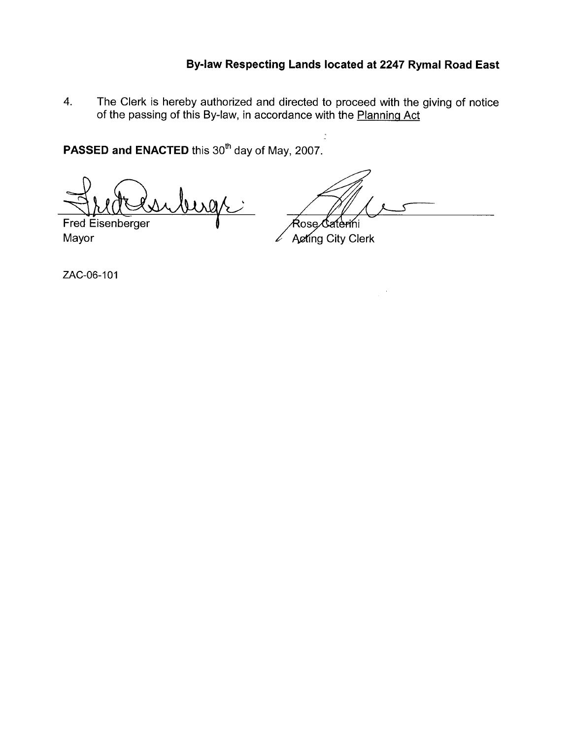**By-law Respecting Lands located at 2247 Rymal Road East**

4. The Clerk is hereby authorized and directed to proceed with the giving of notice of the passing of this By-law, in accordance with the Planning Act

**PASSED and ENACTED** this 30th day of May, 2007.

Fred Eisenberger
Mayor

Rose Caterini
Acting City Clerk

ZAC-06-101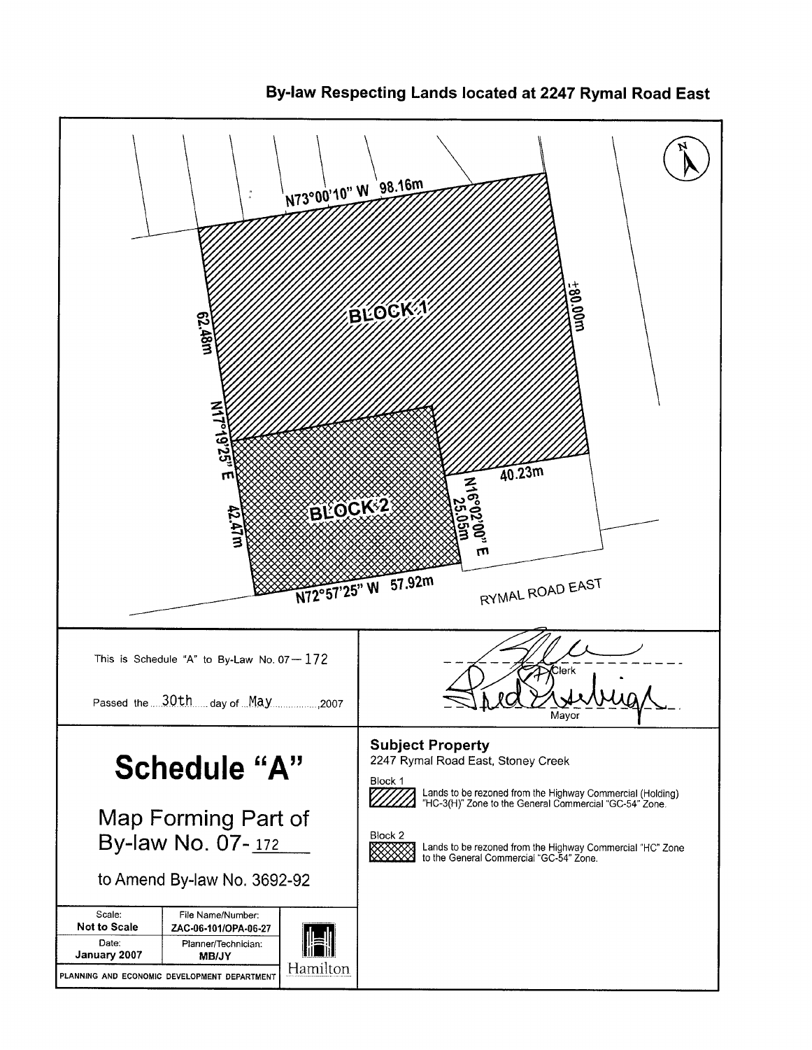## By-law Respecting Lands located at 2247 Rymal Road East

N73°00'10" W 98.16m

62.48m

N17°19'25" E

42.47m

±80.00m

BLOCK 1

BLOCK 2

40.23m

N16°02'00" E
25.05m

N72°57'25" W 57.92m

RYMAL ROAD EAST

This is Schedule "A" to By-Law No. 07 – 172

Passed the 30th day of May, 2007

Clerk

Mayor

# Schedule "A"

Map Forming Part of
By-law No. 07- 172

to Amend By-law No. 3692-92

| | | |
|---|---|---|
| Scale: **Not to Scale** | File Name/Number: **ZAC-06-101/OPA-06-27** | Hamilton |
| Date: **January 2007** | Planner/Technician: **MB/JY** | |
| PLANNING AND ECONOMIC DEVELOPMENT DEPARTMENT | | |

**Subject Property**
2247 Rymal Road East, Stoney Creek

Block 1
Lands to be rezoned from the Highway Commercial (Holding) "HC-3(H)" Zone to the General Commercial "GC-54" Zone.

Block 2
Lands to be rezoned from the Highway Commercial "HC" Zone to the General Commercial "GC-54" Zone.